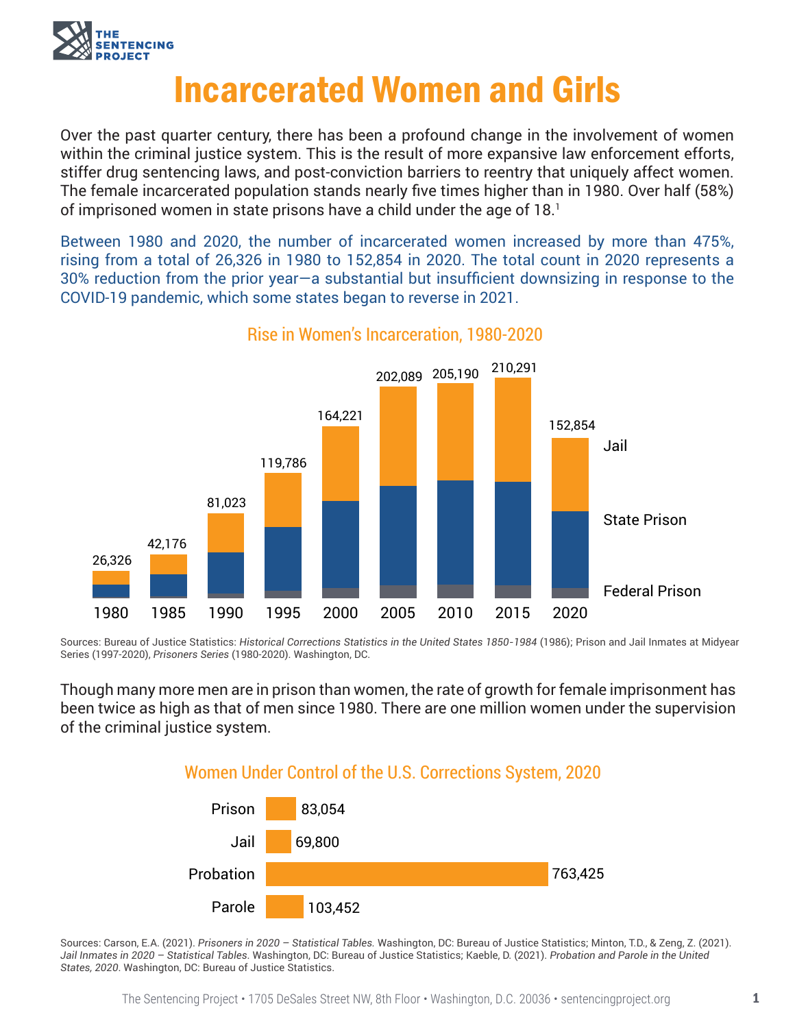# Incarcerated Women and Girls

Over the past quarter century, there has been a profound change in the involvement of women within the criminal justice system. This is the result of more expansive law enforcement efforts, stiffer drug sentencing laws, and post-conviction barriers to reentry that uniquely affect women. The female incarcerated population stands nearly five times higher than in 1980. Over half (58%) of imprisoned women in state prisons have a child under the age of 18.[1]

Between 1980 and 2020, the number of incarcerated women increased by more than 475%, rising from a total of 26,326 in 1980 to 152,854 in 2020. The total count in 2020 represents a 30% reduction from the prior year—a substantial but insufficient downsizing in response to the COVID-19 pandemic, which some states began to reverse in 2021.

## Rise in Women's Incarceration, 1980-2020

| Year | Total (Jail, State Prison, Federal Prison) |
|---|---|
| 1980 | 26,326 |
| 1985 | 42,176 |
| 1990 | 81,023 |
| 1995 | 119,786 |
| 2000 | 164,221 |
| 2005 | 202,089 |
| 2010 | 205,190 |
| 2015 | 210,291 |
| 2020 | 152,854 |

Sources: Bureau of Justice Statistics: *Historical Corrections Statistics in the United States 1850-1984* (1986); Prison and Jail Inmates at Midyear Series (1997-2020), *Prisoners Series* (1980-2020). Washington, DC.

Though many more men are in prison than women, the rate of growth for female imprisonment has been twice as high as that of men since 1980. There are one million women under the supervision of the criminal justice system.

## Women Under Control of the U.S. Corrections System, 2020

| Category | Number |
|---|---|
| Prison | 83,054 |
| Jail | 69,800 |
| Probation | 763,425 |
| Parole | 103,452 |

Sources: Carson, E.A. (2021). *Prisoners in 2020 – Statistical Tables.* Washington, DC: Bureau of Justice Statistics; Minton, T.D., & Zeng, Z. (2021). *Jail Inmates in 2020 – Statistical Tables.* Washington, DC: Bureau of Justice Statistics; Kaeble, D. (2021). *Probation and Parole in the United States, 2020*. Washington, DC: Bureau of Justice Statistics.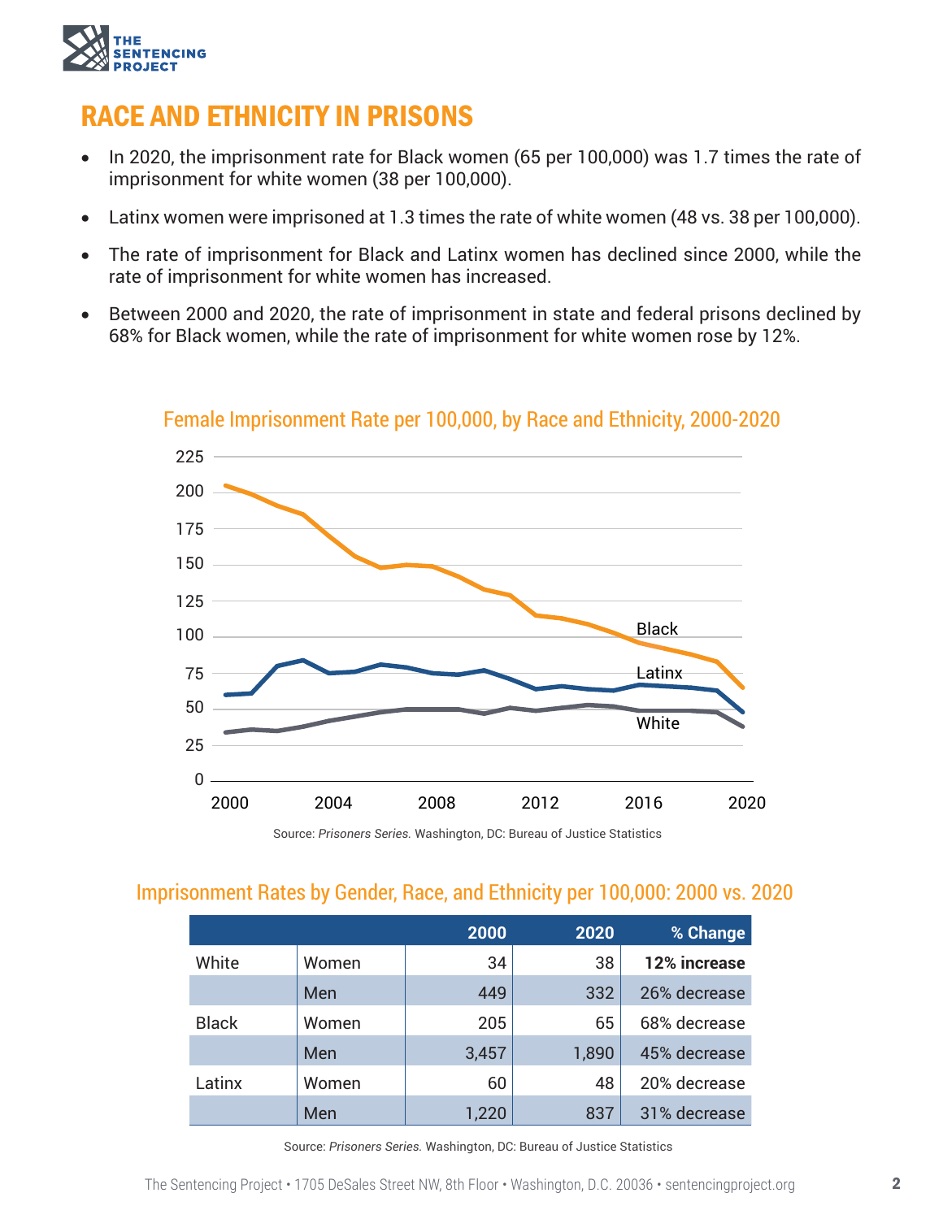## RACE AND ETHNICITY IN PRISONS

- In 2020, the imprisonment rate for Black women (65 per 100,000) was 1.7 times the rate of imprisonment for white women (38 per 100,000).
- Latinx women were imprisoned at 1.3 times the rate of white women (48 vs. 38 per 100,000).
- The rate of imprisonment for Black and Latinx women has declined since 2000, while the rate of imprisonment for white women has increased.
- Between 2000 and 2020, the rate of imprisonment in state and federal prisons declined by 68% for Black women, while the rate of imprisonment for white women rose by 12%.

### Female Imprisonment Rate per 100,000, by Race and Ethnicity, 2000-2020

Source: *Prisoners Series.* Washington, DC: Bureau of Justice Statistics

### Imprisonment Rates by Gender, Race, and Ethnicity per 100,000: 2000 vs. 2020

| | | 2000 | 2020 | % Change |
|---|---|---|---|---|
| White | Women | 34 | 38 | **12% increase** |
| | Men | 449 | 332 | 26% decrease |
| Black | Women | 205 | 65 | 68% decrease |
| | Men | 3,457 | 1,890 | 45% decrease |
| Latinx | Women | 60 | 48 | 20% decrease |
| | Men | 1,220 | 837 | 31% decrease |

Source: *Prisoners Series.* Washington, DC: Bureau of Justice Statistics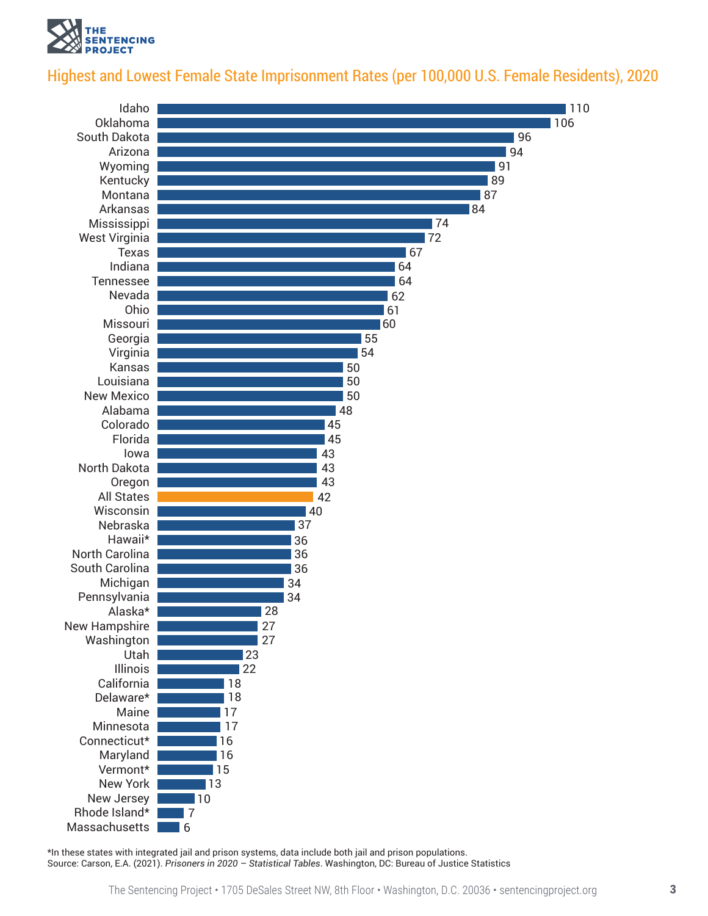## Highest and Lowest Female State Imprisonment Rates (per 100,000 U.S. Female Residents), 2020

| State | Rate |
|---|---|
| Idaho | 110 |
| Oklahoma | 106 |
| South Dakota | 96 |
| Arizona | 94 |
| Wyoming | 91 |
| Kentucky | 89 |
| Montana | 87 |
| Arkansas | 84 |
| Mississippi | 74 |
| West Virginia | 72 |
| Texas | 67 |
| Indiana | 64 |
| Tennessee | 64 |
| Nevada | 62 |
| Ohio | 61 |
| Missouri | 60 |
| Georgia | 55 |
| Virginia | 54 |
| Kansas | 50 |
| Louisiana | 50 |
| New Mexico | 50 |
| Alabama | 48 |
| Colorado | 45 |
| Florida | 45 |
| Iowa | 43 |
| North Dakota | 43 |
| Oregon | 43 |
| All States | 42 |
| Wisconsin | 40 |
| Nebraska | 37 |
| Hawaii* | 36 |
| North Carolina | 36 |
| South Carolina | 36 |
| Michigan | 34 |
| Pennsylvania | 34 |
| Alaska* | 28 |
| New Hampshire | 27 |
| Washington | 27 |
| Utah | 23 |
| Illinois | 22 |
| California | 18 |
| Delaware* | 18 |
| Maine | 17 |
| Minnesota | 17 |
| Connecticut* | 16 |
| Maryland | 16 |
| Vermont* | 15 |
| New York | 13 |
| New Jersey | 10 |
| Rhode Island* | 7 |
| Massachusetts | 6 |

*In these states with integrated jail and prison systems, data include both jail and prison populations.
Source: Carson, E.A. (2021). *Prisoners in 2020 – Statistical Tables*. Washington, DC: Bureau of Justice Statistics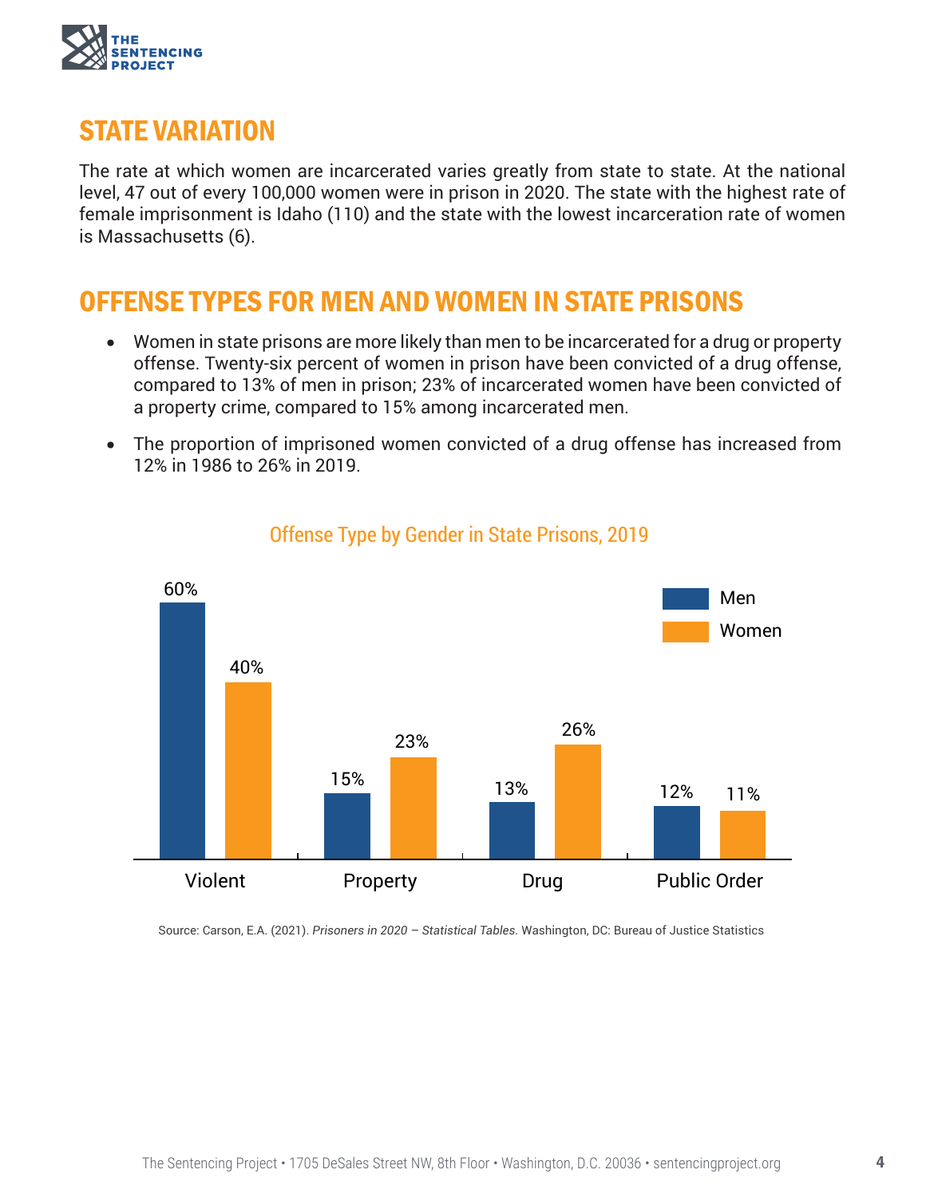## STATE VARIATION

The rate at which women are incarcerated varies greatly from state to state. At the national level, 47 out of every 100,000 women were in prison in 2020. The state with the highest rate of female imprisonment is Idaho (110) and the state with the lowest incarceration rate of women is Massachusetts (6).

## OFFENSE TYPES FOR MEN AND WOMEN IN STATE PRISONS

- Women in state prisons are more likely than men to be incarcerated for a drug or property offense. Twenty-six percent of women in prison have been convicted of a drug offense, compared to 13% of men in prison; 23% of incarcerated women have been convicted of a property crime, compared to 15% among incarcerated men.
- The proportion of imprisoned women convicted of a drug offense has increased from 12% in 1986 to 26% in 2019.

### Offense Type by Gender in State Prisons, 2019

| Offense Type | Men | Women |
|---|---|---|
| Violent | 60% | 40% |
| Property | 15% | 23% |
| Drug | 13% | 26% |
| Public Order | 12% | 11% |

Source: Carson, E.A. (2021). *Prisoners in 2020 – Statistical Tables.* Washington, DC: Bureau of Justice Statistics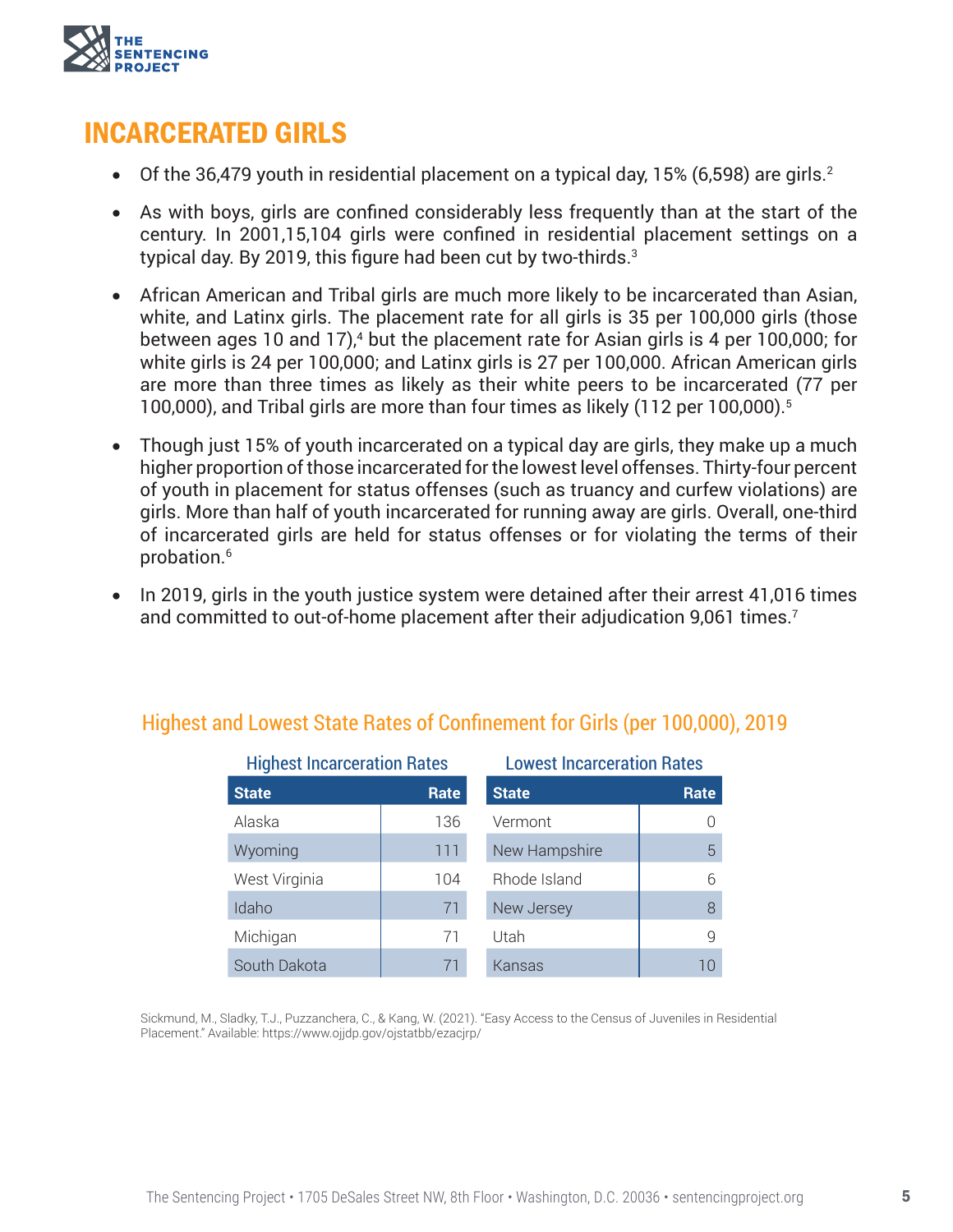## INCARCERATED GIRLS

- Of the 36,479 youth in residential placement on a typical day, 15% (6,598) are girls.[2]
- As with boys, girls are confined considerably less frequently than at the start of the century. In 2001,15,104 girls were confined in residential placement settings on a typical day. By 2019, this figure had been cut by two-thirds.[3]
- African American and Tribal girls are much more likely to be incarcerated than Asian, white, and Latinx girls. The placement rate for all girls is 35 per 100,000 girls (those between ages 10 and 17),[4] but the placement rate for Asian girls is 4 per 100,000; for white girls is 24 per 100,000; and Latinx girls is 27 per 100,000. African American girls are more than three times as likely as their white peers to be incarcerated (77 per 100,000), and Tribal girls are more than four times as likely (112 per 100,000).[5]
- Though just 15% of youth incarcerated on a typical day are girls, they make up a much higher proportion of those incarcerated for the lowest level offenses. Thirty-four percent of youth in placement for status offenses (such as truancy and curfew violations) are girls. More than half of youth incarcerated for running away are girls. Overall, one-third of incarcerated girls are held for status offenses or for violating the terms of their probation.[6]
- In 2019, girls in the youth justice system were detained after their arrest 41,016 times and committed to out-of-home placement after their adjudication 9,061 times.[7]

### Highest and Lowest State Rates of Confinement for Girls (per 100,000), 2019

**Highest Incarceration Rates**

| State | Rate |
|---|---|
| Alaska | 136 |
| Wyoming | 111 |
| West Virginia | 104 |
| Idaho | 71 |
| Michigan | 71 |
| South Dakota | 71 |

**Lowest Incarceration Rates**

| State | Rate |
|---|---|
| Vermont | 0 |
| New Hampshire | 5 |
| Rhode Island | 6 |
| New Jersey | 8 |
| Utah | 9 |
| Kansas | 10 |

Sickmund, M., Sladky, T.J., Puzzanchera, C., & Kang, W. (2021). "Easy Access to the Census of Juveniles in Residential Placement." Available: https://www.ojjdp.gov/ojstatbb/ezacjrp/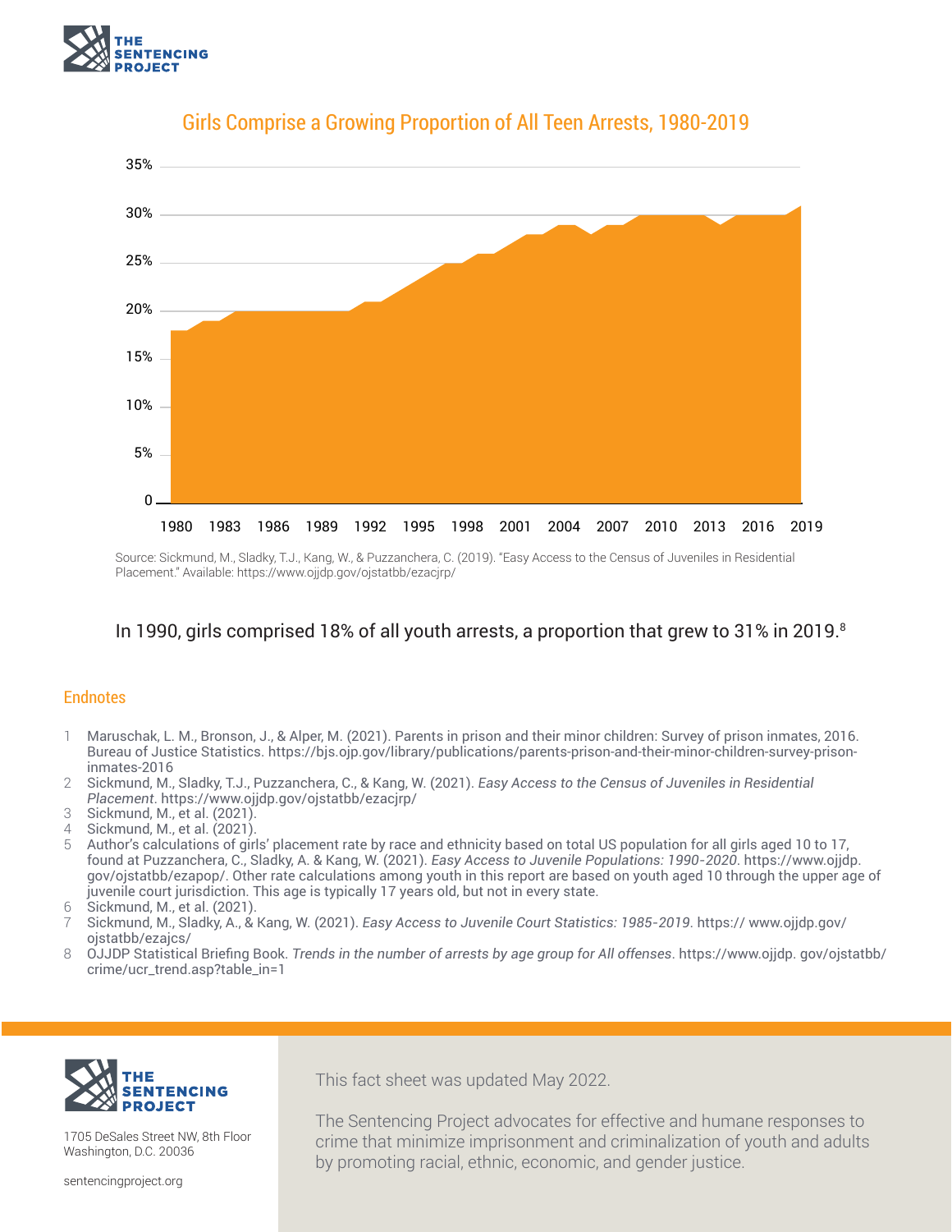## Girls Comprise a Growing Proportion of All Teen Arrests, 1980-2019

35%
30%
25%
20%
15%
10%
5%
0

1980 1983 1986 1989 1992 1995 1998 2001 2004 2007 2010 2013 2016 2019

Source: Sickmund, M., Sladky, T.J., Kang, W., & Puzzanchera, C. (2019). "Easy Access to the Census of Juveniles in Residential Placement." Available: https://www.ojjdp.gov/ojstatbb/ezacjrp/

In 1990, girls comprised 18% of all youth arrests, a proportion that grew to 31% in 2019.[8]

## Endnotes

1. Maruschak, L. M., Bronson, J., & Alper, M. (2021). Parents in prison and their minor children: Survey of prison inmates, 2016. Bureau of Justice Statistics. https://bjs.ojp.gov/library/publications/parents-prison-and-their-minor-children-survey-prison-inmates-2016
2. Sickmund, M., Sladky, T.J., Puzzanchera, C., & Kang, W. (2021). *Easy Access to the Census of Juveniles in Residential Placement*. https://www.ojjdp.gov/ojstatbb/ezacjrp/
3. Sickmund, M., et al. (2021).
4. Sickmund, M., et al. (2021).
5. Author's calculations of girls' placement rate by race and ethnicity based on total US population for all girls aged 10 to 17, found at Puzzanchera, C., Sladky, A. & Kang, W. (2021). *Easy Access to Juvenile Populations: 1990-2020*. https://www.ojjdp.gov/ojstatbb/ezapop/. Other rate calculations among youth in this report are based on youth aged 10 through the upper age of juvenile court jurisdiction. This age is typically 17 years old, but not in every state.
6. Sickmund, M., et al. (2021).
7. Sickmund, M., Sladky, A., & Kang, W. (2021). *Easy Access to Juvenile Court Statistics: 1985-2019*. https:// www.ojjdp.gov/ojstatbb/ezajcs/
8. OJJDP Statistical Briefing Book. *Trends in the number of arrests by age group for All offenses*. https://www.ojjdp. gov/ojstatbb/crime/ucr_trend.asp?table_in=1

THE SENTENCING PROJECT

1705 DeSales Street NW, 8th Floor
Washington, D.C. 20036

sentencingproject.org

This fact sheet was updated May 2022.

The Sentencing Project advocates for effective and humane responses to crime that minimize imprisonment and criminalization of youth and adults by promoting racial, ethnic, economic, and gender justice.